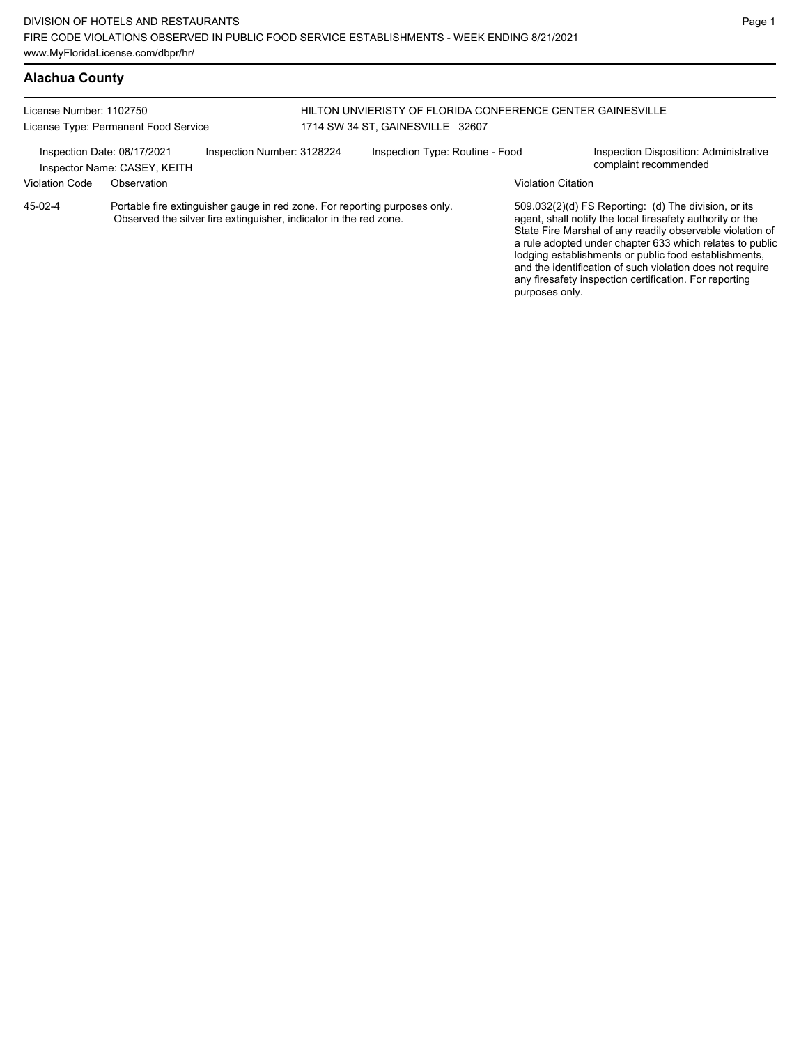DIVISION OF HOTELS AND RESTAURANTS
FIRE CODE VIOLATIONS OBSERVED IN PUBLIC FOOD SERVICE ESTABLISHMENTS - WEEK ENDING 8/21/2021
www.MyFloridaLicense.com/dbpr/hr/

## Alachua County

License Number: 1102750
License Type: Permanent Food Service

HILTON UNVIERISTY OF FLORIDA CONFERENCE CENTER GAINESVILLE
1714 SW 34 ST, GAINESVILLE 32607

Inspection Date: 08/17/2021
Inspector Name: CASEY, KEITH
Inspection Number: 3128224
Inspection Type: Routine - Food
Inspection Disposition: Administrative complaint recommended

| Violation Code | Observation | Violation Citation |
| --- | --- | --- |
| 45-02-4 | Portable fire extinguisher gauge in red zone. For reporting purposes only. Observed the silver fire extinguisher, indicator in the red zone. | 509.032(2)(d) FS Reporting: (d) The division, or its agent, shall notify the local firesafety authority or the State Fire Marshal of any readily observable violation of a rule adopted under chapter 633 which relates to public lodging establishments or public food establishments, and the identification of such violation does not require any firesafety inspection certification. For reporting purposes only. |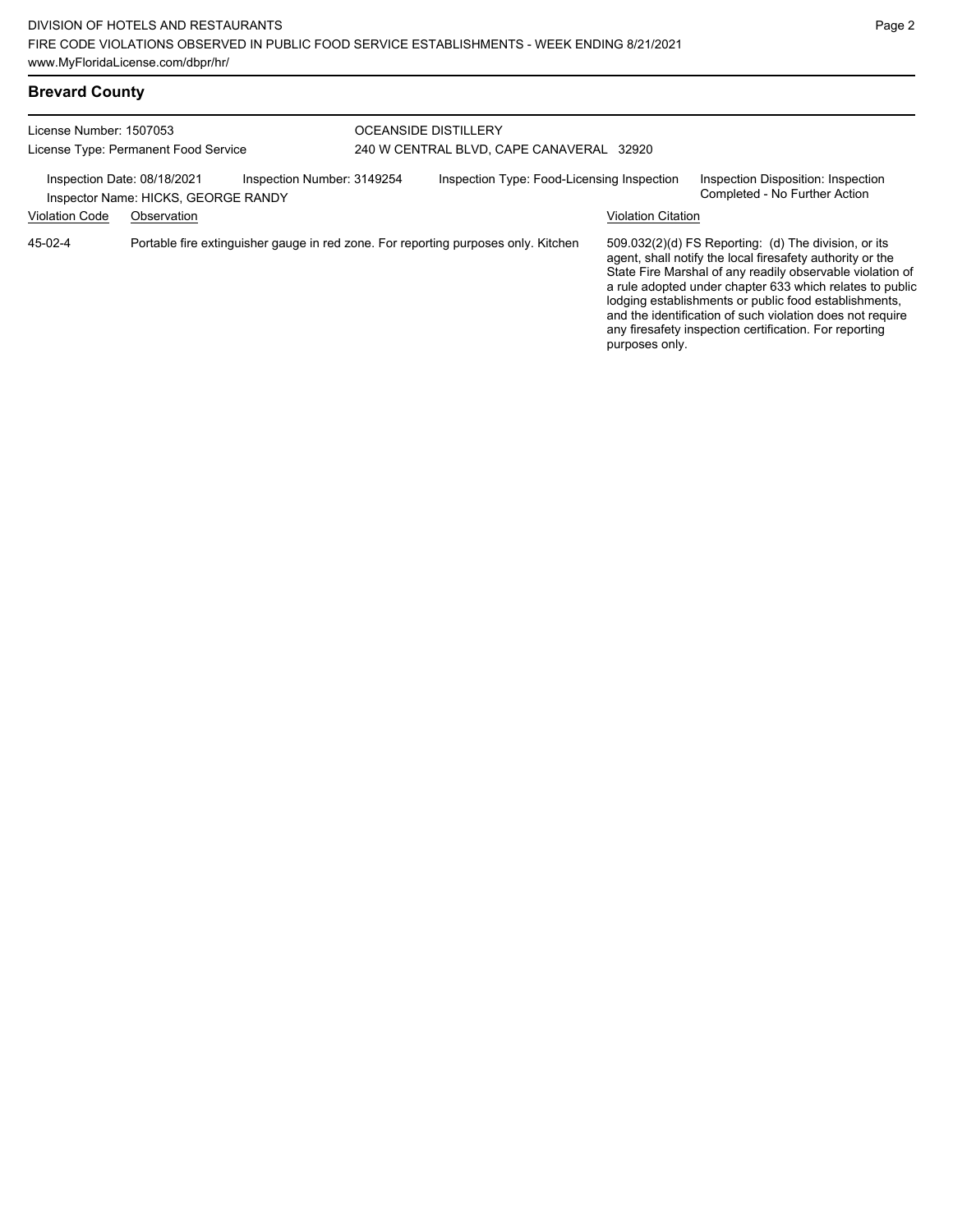## Brevard County

License Number: 1507053
License Type: Permanent Food Service

OCEANSIDE DISTILLERY
240 W CENTRAL BLVD, CAPE CANAVERAL 32920

Inspection Date: 08/18/2021
Inspector Name: HICKS, GEORGE RANDY
Inspection Number: 3149254
Inspection Type: Food-Licensing Inspection
Inspection Disposition: Inspection Completed - No Further Action

| Violation Code | Observation | Violation Citation |
| --- | --- | --- |
| 45-02-4 | Portable fire extinguisher gauge in red zone. For reporting purposes only. Kitchen | 509.032(2)(d) FS Reporting: (d) The division, or its agent, shall notify the local firesafety authority or the State Fire Marshal of any readily observable violation of a rule adopted under chapter 633 which relates to public lodging establishments or public food establishments, and the identification of such violation does not require any firesafety inspection certification. For reporting purposes only. |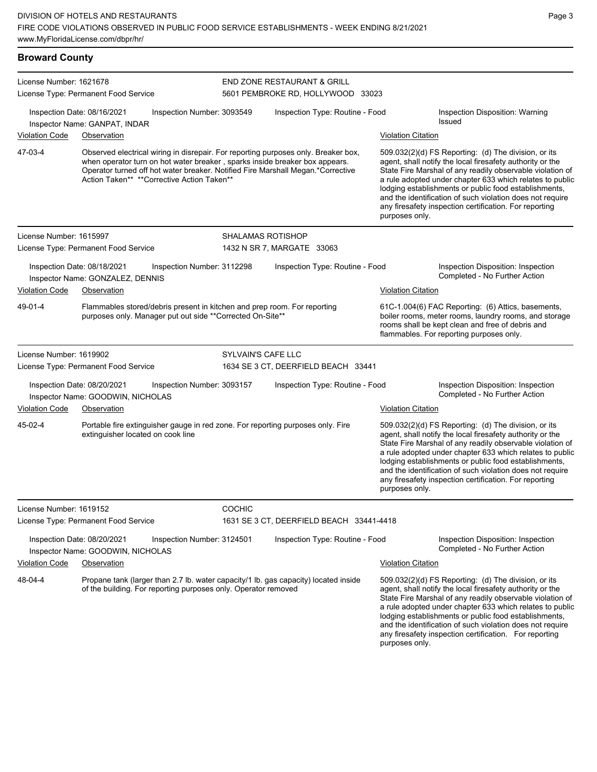## Broward County

**License Number:** 1621678
**License Type:** Permanent Food Service

**END ZONE RESTAURANT & GRILL**
5601 PEMBROKE RD, HOLLYWOOD 33023

**Inspection Date:** 08/16/2021
**Inspection Number:** 3093549
**Inspection Type:** Routine - Food
**Inspection Disposition:** Warning Issued
**Inspector Name:** GANPAT, INDAR

| Violation Code | Observation | Violation Citation |
| --- | --- | --- |
| 47-03-4 | Observed electrical wiring in disrepair. For reporting purposes only. Breaker box, when operator turn on hot water breaker , sparks inside breaker box appears. Operator turned off hot water breaker. Notified Fire Marshall Megan.*Corrective Action Taken** **Corrective Action Taken** | 509.032(2)(d) FS Reporting: (d) The division, or its agent, shall notify the local firesafety authority or the State Fire Marshal of any readily observable violation of a rule adopted under chapter 633 which relates to public lodging establishments or public food establishments, and the identification of such violation does not require any firesafety inspection certification. For reporting purposes only. |

---

**License Number:** 1615997
**License Type:** Permanent Food Service

**SHALAMAS ROTISHOP**
1432 N SR 7, MARGATE 33063

**Inspection Date:** 08/18/2021
**Inspection Number:** 3112298
**Inspection Type:** Routine - Food
**Inspection Disposition:** Inspection Completed - No Further Action
**Inspector Name:** GONZALEZ, DENNIS

| Violation Code | Observation | Violation Citation |
| --- | --- | --- |
| 49-01-4 | Flammables stored/debris present in kitchen and prep room. For reporting purposes only. Manager put out side **Corrected On-Site** | 61C-1.004(6) FAC Reporting: (6) Attics, basements, boiler rooms, meter rooms, laundry rooms, and storage rooms shall be kept clean and free of debris and flammables. For reporting purposes only. |

---

**License Number:** 1619902
**License Type:** Permanent Food Service

**SYLVAIN'S CAFE LLC**
1634 SE 3 CT, DEERFIELD BEACH 33441

**Inspection Date:** 08/20/2021
**Inspection Number:** 3093157
**Inspection Type:** Routine - Food
**Inspection Disposition:** Inspection Completed - No Further Action
**Inspector Name:** GOODWIN, NICHOLAS

| Violation Code | Observation | Violation Citation |
| --- | --- | --- |
| 45-02-4 | Portable fire extinguisher gauge in red zone. For reporting purposes only. Fire extinguisher located on cook line | 509.032(2)(d) FS Reporting: (d) The division, or its agent, shall notify the local firesafety authority or the State Fire Marshal of any readily observable violation of a rule adopted under chapter 633 which relates to public lodging establishments or public food establishments, and the identification of such violation does not require any firesafety inspection certification. For reporting purposes only. |

---

**License Number:** 1619152
**License Type:** Permanent Food Service

**COCHIC**
1631 SE 3 CT, DEERFIELD BEACH 33441-4418

**Inspection Date:** 08/20/2021
**Inspection Number:** 3124501
**Inspection Type:** Routine - Food
**Inspection Disposition:** Inspection Completed - No Further Action
**Inspector Name:** GOODWIN, NICHOLAS

| Violation Code | Observation | Violation Citation |
| --- | --- | --- |
| 48-04-4 | Propane tank (larger than 2.7 lb. water capacity/1 lb. gas capacity) located inside of the building. For reporting purposes only. Operator removed | 509.032(2)(d) FS Reporting: (d) The division, or its agent, shall notify the local firesafety authority or the State Fire Marshal of any readily observable violation of a rule adopted under chapter 633 which relates to public lodging establishments or public food establishments, and the identification of such violation does not require any firesafety inspection certification. For reporting purposes only. |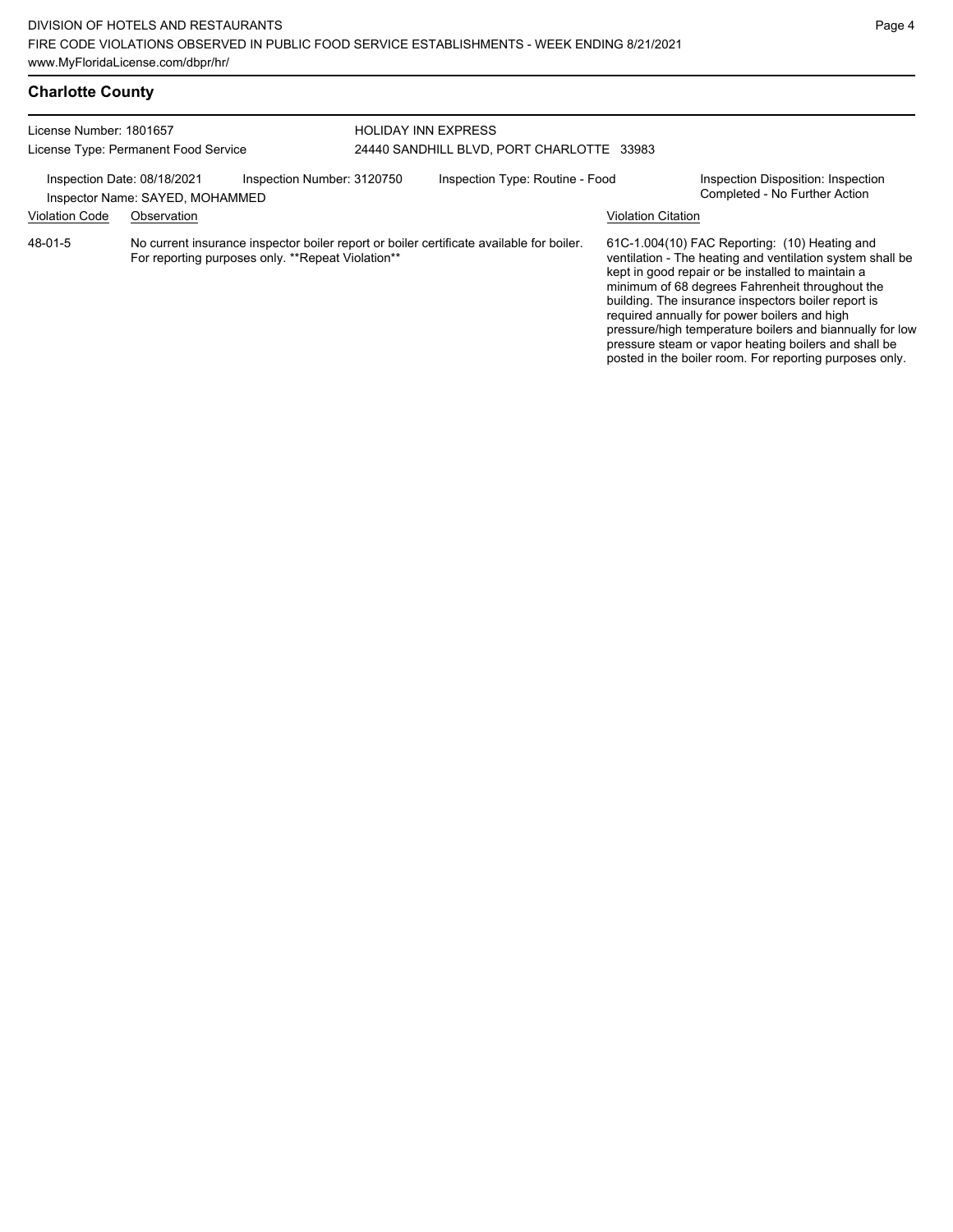## Charlotte County

License Number: 1801657
License Type: Permanent Food Service

HOLIDAY INN EXPRESS
24440 SANDHILL BLVD, PORT CHARLOTTE 33983

Inspection Date: 08/18/2021
Inspector Name: SAYED, MOHAMMED
Inspection Number: 3120750
Inspection Type: Routine - Food
Inspection Disposition: Inspection Completed - No Further Action

| Violation Code | Observation | Violation Citation |
|---|---|---|
| 48-01-5 | No current insurance inspector boiler report or boiler certificate available for boiler. For reporting purposes only. **Repeat Violation** | 61C-1.004(10) FAC Reporting: (10) Heating and ventilation - The heating and ventilation system shall be kept in good repair or be installed to maintain a minimum of 68 degrees Fahrenheit throughout the building. The insurance inspectors boiler report is required annually for power boilers and high pressure/high temperature boilers and biannually for low pressure steam or vapor heating boilers and shall be posted in the boiler room. For reporting purposes only. |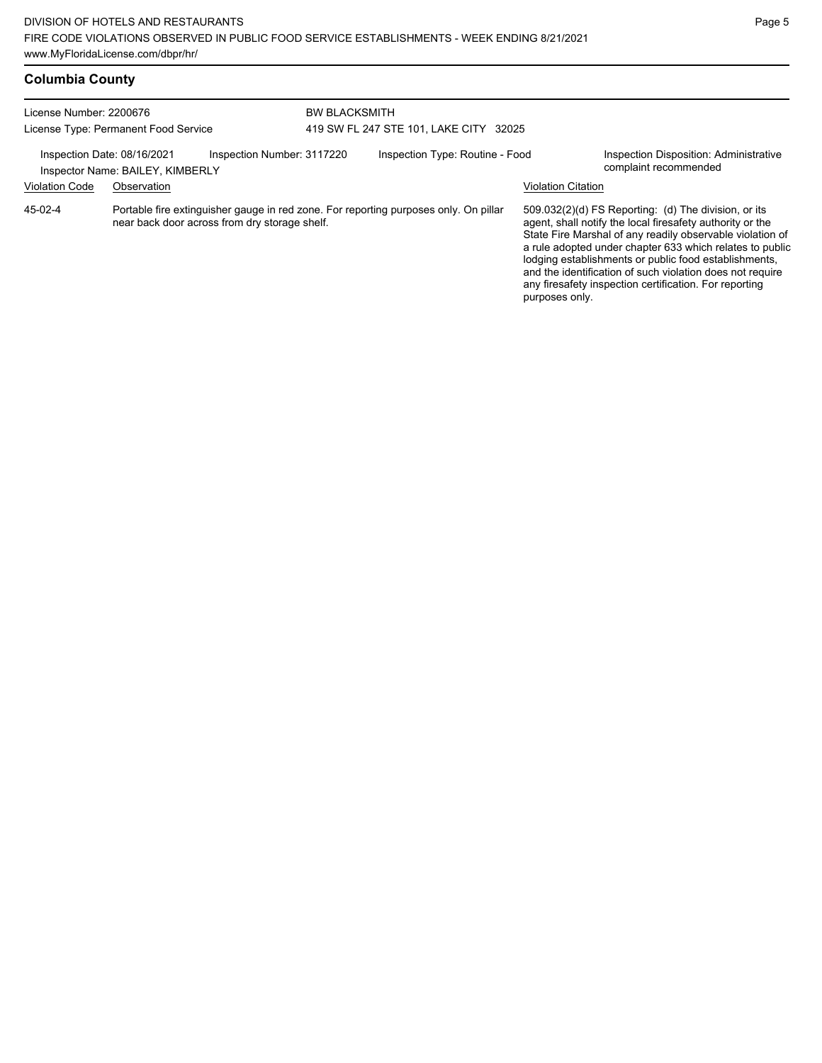## Columbia County

License Number: 2200676
License Type: Permanent Food Service

BW BLACKSMITH
419 SW FL 247 STE 101, LAKE CITY 32025

Inspection Date: 08/16/2021
Inspector Name: BAILEY, KIMBERLY
Inspection Number: 3117220
Inspection Type: Routine - Food
Inspection Disposition: Administrative complaint recommended

| Violation Code | Observation | Violation Citation |
| --- | --- | --- |
| 45-02-4 | Portable fire extinguisher gauge in red zone. For reporting purposes only. On pillar near back door across from dry storage shelf. | 509.032(2)(d) FS Reporting: (d) The division, or its agent, shall notify the local firesafety authority or the State Fire Marshal of any readily observable violation of a rule adopted under chapter 633 which relates to public lodging establishments or public food establishments, and the identification of such violation does not require any firesafety inspection certification. For reporting purposes only. |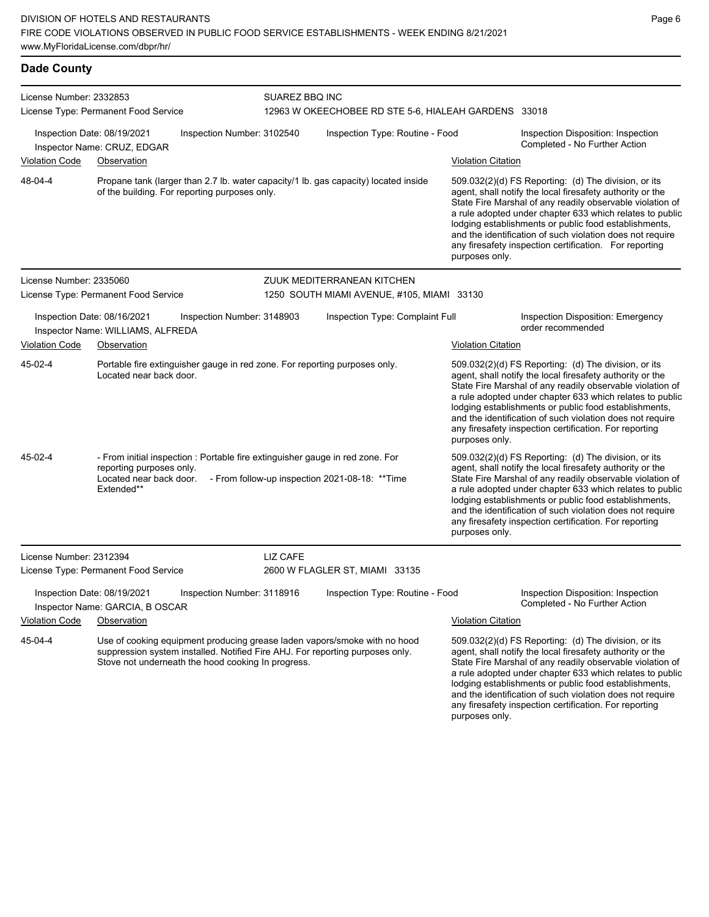## Dade County

**License Number:** 2332853
**License Type:** Permanent Food Service

**SUAREZ BBQ INC**
12963 W OKEECHOBEE RD STE 5-6, HIALEAH GARDENS 33018

**Inspection Date:** 08/19/2021 | **Inspection Number:** 3102540 | **Inspection Type:** Routine - Food | **Inspection Disposition:** Inspection Completed - No Further Action
**Inspector Name:** CRUZ, EDGAR

| Violation Code | Observation | Violation Citation |
| --- | --- | --- |
| 48-04-4 | Propane tank (larger than 2.7 lb. water capacity/1 lb. gas capacity) located inside of the building. For reporting purposes only. | 509.032(2)(d) FS Reporting: (d) The division, or its agent, shall notify the local firesafety authority or the State Fire Marshal of any readily observable violation of a rule adopted under chapter 633 which relates to public lodging establishments or public food establishments, and the identification of such violation does not require any firesafety inspection certification. For reporting purposes only. |

---

**License Number:** 2335060
**License Type:** Permanent Food Service

**ZUUK MEDITERRANEAN KITCHEN**
1250 SOUTH MIAMI AVENUE, #105, MIAMI 33130

**Inspection Date:** 08/16/2021 | **Inspection Number:** 3148903 | **Inspection Type:** Complaint Full | **Inspection Disposition:** Emergency order recommended
**Inspector Name:** WILLIAMS, ALFREDA

| Violation Code | Observation | Violation Citation |
| --- | --- | --- |
| 45-02-4 | Portable fire extinguisher gauge in red zone. For reporting purposes only. Located near back door. | 509.032(2)(d) FS Reporting: (d) The division, or its agent, shall notify the local firesafety authority or the State Fire Marshal of any readily observable violation of a rule adopted under chapter 633 which relates to public lodging establishments or public food establishments, and the identification of such violation does not require any firesafety inspection certification. For reporting purposes only. |
| 45-02-4 | - From initial inspection : Portable fire extinguisher gauge in red zone. For reporting purposes only. Located near back door. - From follow-up inspection 2021-08-18: **Time Extended** | 509.032(2)(d) FS Reporting: (d) The division, or its agent, shall notify the local firesafety authority or the State Fire Marshal of any readily observable violation of a rule adopted under chapter 633 which relates to public lodging establishments or public food establishments, and the identification of such violation does not require any firesafety inspection certification. For reporting purposes only. |

---

**License Number:** 2312394
**License Type:** Permanent Food Service

**LIZ CAFE**
2600 W FLAGLER ST, MIAMI 33135

**Inspection Date:** 08/19/2021 | **Inspection Number:** 3118916 | **Inspection Type:** Routine - Food | **Inspection Disposition:** Inspection Completed - No Further Action
**Inspector Name:** GARCIA, B OSCAR

| Violation Code | Observation | Violation Citation |
| --- | --- | --- |
| 45-04-4 | Use of cooking equipment producing grease laden vapors/smoke with no hood suppression system installed. Notified Fire AHJ. For reporting purposes only. Stove not underneath the hood cooking In progress. | 509.032(2)(d) FS Reporting: (d) The division, or its agent, shall notify the local firesafety authority or the State Fire Marshal of any readily observable violation of a rule adopted under chapter 633 which relates to public lodging establishments or public food establishments, and the identification of such violation does not require any firesafety inspection certification. For reporting purposes only. |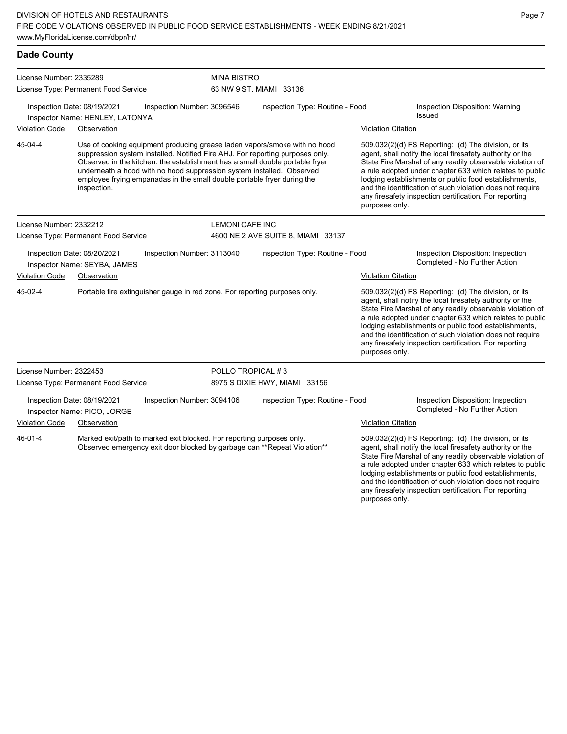## Dade County

**License Number:** 2335289
**License Type:** Permanent Food Service
**MINA BISTRO**
63 NW 9 ST, MIAMI 33136

Inspection Date: 08/19/2021 | Inspection Number: 3096546 | Inspection Type: Routine - Food | Inspection Disposition: Warning Issued
Inspector Name: HENLEY, LATONYA

| Violation Code | Observation | Violation Citation |
| --- | --- | --- |
| 45-04-4 | Use of cooking equipment producing grease laden vapors/smoke with no hood suppression system installed. Notified Fire AHJ. For reporting purposes only. Observed in the kitchen: the establishment has a small double portable fryer underneath a hood with no hood suppression system installed. Observed employee frying empanadas in the small double portable fryer during the inspection. | 509.032(2)(d) FS Reporting: (d) The division, or its agent, shall notify the local firesafety authority or the State Fire Marshal of any readily observable violation of a rule adopted under chapter 633 which relates to public lodging establishments or public food establishments, and the identification of such violation does not require any firesafety inspection certification. For reporting purposes only. |

**License Number:** 2332212
**License Type:** Permanent Food Service
**LEMONI CAFE INC**
4600 NE 2 AVE SUITE 8, MIAMI 33137

Inspection Date: 08/20/2021 | Inspection Number: 3113040 | Inspection Type: Routine - Food | Inspection Disposition: Inspection Completed - No Further Action
Inspector Name: SEYBA, JAMES

| Violation Code | Observation | Violation Citation |
| --- | --- | --- |
| 45-02-4 | Portable fire extinguisher gauge in red zone. For reporting purposes only. | 509.032(2)(d) FS Reporting: (d) The division, or its agent, shall notify the local firesafety authority or the State Fire Marshal of any readily observable violation of a rule adopted under chapter 633 which relates to public lodging establishments or public food establishments, and the identification of such violation does not require any firesafety inspection certification. For reporting purposes only. |

**License Number:** 2322453
**License Type:** Permanent Food Service
**POLLO TROPICAL # 3**
8975 S DIXIE HWY, MIAMI 33156

Inspection Date: 08/19/2021 | Inspection Number: 3094106 | Inspection Type: Routine - Food | Inspection Disposition: Inspection Completed - No Further Action
Inspector Name: PICO, JORGE

| Violation Code | Observation | Violation Citation |
| --- | --- | --- |
| 46-01-4 | Marked exit/path to marked exit blocked. For reporting purposes only. Observed emergency exit door blocked by garbage can **Repeat Violation** | 509.032(2)(d) FS Reporting: (d) The division, or its agent, shall notify the local firesafety authority or the State Fire Marshal of any readily observable violation of a rule adopted under chapter 633 which relates to public lodging establishments or public food establishments, and the identification of such violation does not require any firesafety inspection certification. For reporting purposes only. |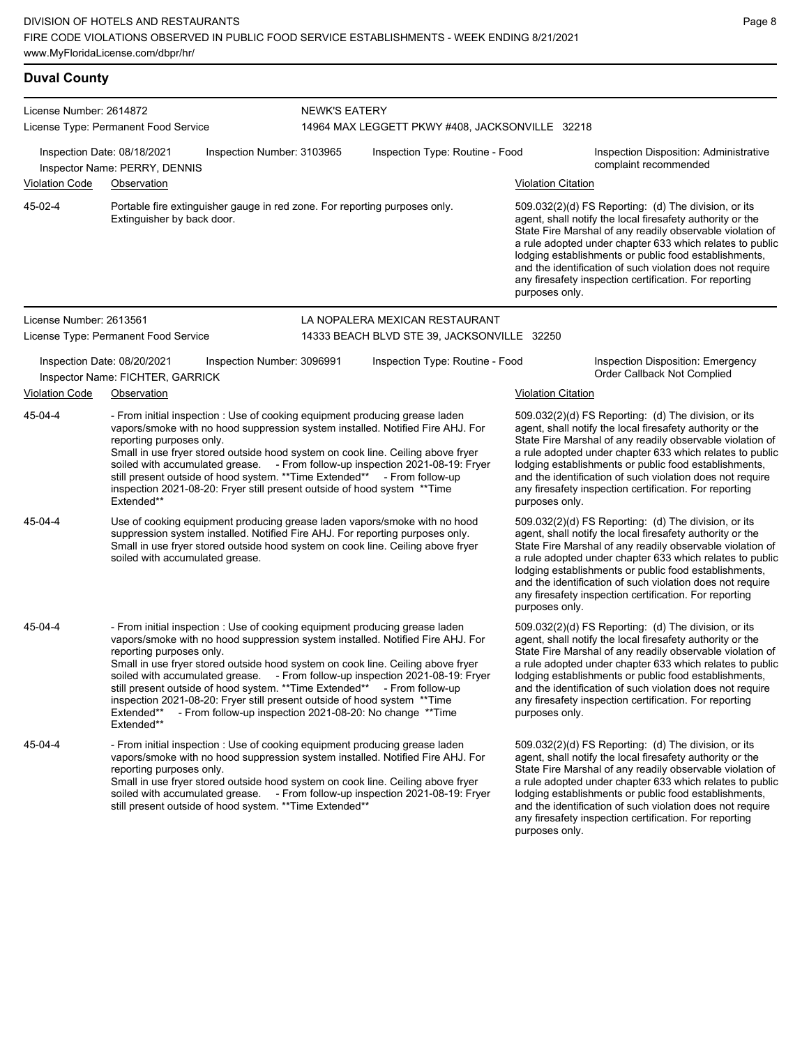## Duval County

License Number: 2614872
License Type: Permanent Food Service

**NEWK'S EATERY**
14964 MAX LEGGETT PKWY #408, JACKSONVILLE 32218

Inspection Date: 08/18/2021 Inspection Number: 3103965 Inspection Type: Routine - Food Inspection Disposition: Administrative complaint recommended
Inspector Name: PERRY, DENNIS

| Violation Code | Observation | Violation Citation |
| --- | --- | --- |
| 45-02-4 | Portable fire extinguisher gauge in red zone. For reporting purposes only. Extinguisher by back door. | 509.032(2)(d) FS Reporting: (d) The division, or its agent, shall notify the local firesafety authority or the State Fire Marshal of any readily observable violation of a rule adopted under chapter 633 which relates to public lodging establishments or public food establishments, and the identification of such violation does not require any firesafety inspection certification. For reporting purposes only. |

License Number: 2613561
License Type: Permanent Food Service

**LA NOPALERA MEXICAN RESTAURANT**
14333 BEACH BLVD STE 39, JACKSONVILLE 32250

Inspection Date: 08/20/2021 Inspection Number: 3096991 Inspection Type: Routine - Food Inspection Disposition: Emergency Order Callback Not Complied
Inspector Name: FICHTER, GARRICK

| Violation Code | Observation | Violation Citation |
| --- | --- | --- |
| 45-04-4 | - From initial inspection : Use of cooking equipment producing grease laden vapors/smoke with no hood suppression system installed. Notified Fire AHJ. For reporting purposes only. Small in use fryer stored outside hood system on cook line. Ceiling above fryer soiled with accumulated grease. - From follow-up inspection 2021-08-19: Fryer still present outside of hood system. **Time Extended** - From follow-up inspection 2021-08-20: Fryer still present outside of hood system **Time Extended** | 509.032(2)(d) FS Reporting: (d) The division, or its agent, shall notify the local firesafety authority or the State Fire Marshal of any readily observable violation of a rule adopted under chapter 633 which relates to public lodging establishments or public food establishments, and the identification of such violation does not require any firesafety inspection certification. For reporting purposes only. |
| 45-04-4 | Use of cooking equipment producing grease laden vapors/smoke with no hood suppression system installed. Notified Fire AHJ. For reporting purposes only. Small in use fryer stored outside hood system on cook line. Ceiling above fryer soiled with accumulated grease. | 509.032(2)(d) FS Reporting: (d) The division, or its agent, shall notify the local firesafety authority or the State Fire Marshal of any readily observable violation of a rule adopted under chapter 633 which relates to public lodging establishments or public food establishments, and the identification of such violation does not require any firesafety inspection certification. For reporting purposes only. |
| 45-04-4 | - From initial inspection : Use of cooking equipment producing grease laden vapors/smoke with no hood suppression system installed. Notified Fire AHJ. For reporting purposes only. Small in use fryer stored outside hood system on cook line. Ceiling above fryer soiled with accumulated grease. - From follow-up inspection 2021-08-19: Fryer still present outside of hood system. **Time Extended** - From follow-up inspection 2021-08-20: Fryer still present outside of hood system **Time Extended** - From follow-up inspection 2021-08-20: No change **Time Extended** | 509.032(2)(d) FS Reporting: (d) The division, or its agent, shall notify the local firesafety authority or the State Fire Marshal of any readily observable violation of a rule adopted under chapter 633 which relates to public lodging establishments or public food establishments, and the identification of such violation does not require any firesafety inspection certification. For reporting purposes only. |
| 45-04-4 | - From initial inspection : Use of cooking equipment producing grease laden vapors/smoke with no hood suppression system installed. Notified Fire AHJ. For reporting purposes only. Small in use fryer stored outside hood system on cook line. Ceiling above fryer soiled with accumulated grease. - From follow-up inspection 2021-08-19: Fryer still present outside of hood system. **Time Extended** | 509.032(2)(d) FS Reporting: (d) The division, or its agent, shall notify the local firesafety authority or the State Fire Marshal of any readily observable violation of a rule adopted under chapter 633 which relates to public lodging establishments or public food establishments, and the identification of such violation does not require any firesafety inspection certification. For reporting purposes only. |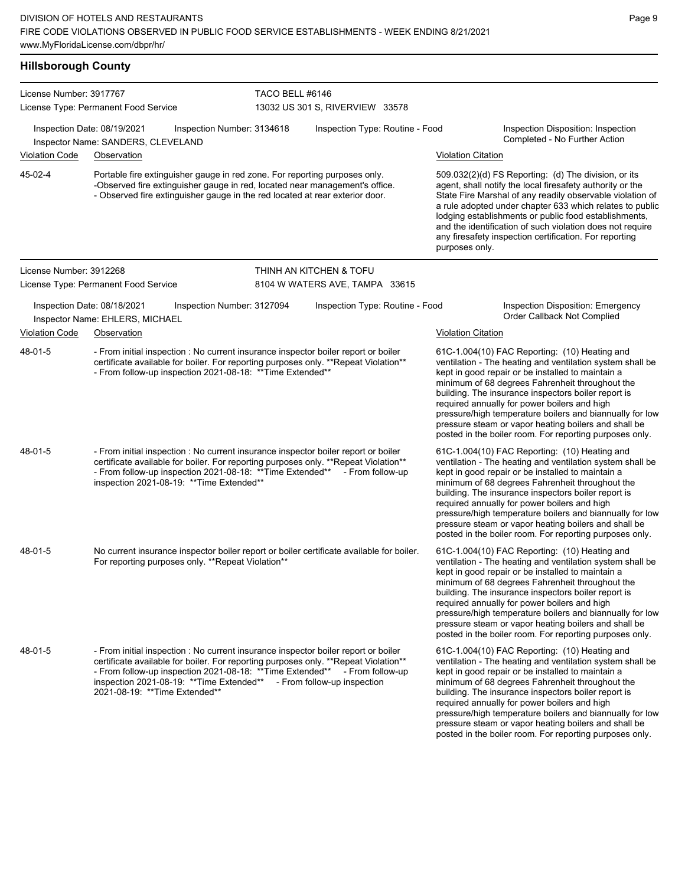## Hillsborough County

**License Number:** 3917767
**License Type:** Permanent Food Service
**TACO BELL #6146**
13032 US 301 S, RIVERVIEW 33578

**Inspection Date:** 08/19/2021 **Inspection Number:** 3134618 **Inspection Type:** Routine - Food
**Inspector Name:** SANDERS, CLEVELAND
**Inspection Disposition:** Inspection Completed - No Further Action

| Violation Code | Observation | Violation Citation |
| --- | --- | --- |
| 45-02-4 | Portable fire extinguisher gauge in red zone. For reporting purposes only. -Observed fire extinguisher gauge in red, located near management's office. - Observed fire extinguisher gauge in the red located at rear exterior door. | 509.032(2)(d) FS Reporting: (d) The division, or its agent, shall notify the local firesafety authority or the State Fire Marshal of any readily observable violation of a rule adopted under chapter 633 which relates to public lodging establishments or public food establishments, and the identification of such violation does not require any firesafety inspection certification. For reporting purposes only. |

**License Number:** 3912268
**License Type:** Permanent Food Service
**THINH AN KITCHEN & TOFU**
8104 W WATERS AVE, TAMPA 33615

**Inspection Date:** 08/18/2021 **Inspection Number:** 3127094 **Inspection Type:** Routine - Food
**Inspector Name:** EHLERS, MICHAEL
**Inspection Disposition:** Emergency Order Callback Not Complied

| Violation Code | Observation | Violation Citation |
| --- | --- | --- |
| 48-01-5 | - From initial inspection : No current insurance inspector boiler report or boiler certificate available for boiler. For reporting purposes only. **Repeat Violation** - From follow-up inspection 2021-08-18: **Time Extended** | 61C-1.004(10) FAC Reporting: (10) Heating and ventilation - The heating and ventilation system shall be kept in good repair or be installed to maintain a minimum of 68 degrees Fahrenheit throughout the building. The insurance inspectors boiler report is required annually for power boilers and high pressure/high temperature boilers and biannually for low pressure steam or vapor heating boilers and shall be posted in the boiler room. For reporting purposes only. |
| 48-01-5 | - From initial inspection : No current insurance inspector boiler report or boiler certificate available for boiler. For reporting purposes only. **Repeat Violation** - From follow-up inspection 2021-08-18: **Time Extended** - From follow-up inspection 2021-08-19: **Time Extended** | 61C-1.004(10) FAC Reporting: (10) Heating and ventilation - The heating and ventilation system shall be kept in good repair or be installed to maintain a minimum of 68 degrees Fahrenheit throughout the building. The insurance inspectors boiler report is required annually for power boilers and high pressure/high temperature boilers and biannually for low pressure steam or vapor heating boilers and shall be posted in the boiler room. For reporting purposes only. |
| 48-01-5 | No current insurance inspector boiler report or boiler certificate available for boiler. For reporting purposes only. **Repeat Violation** | 61C-1.004(10) FAC Reporting: (10) Heating and ventilation - The heating and ventilation system shall be kept in good repair or be installed to maintain a minimum of 68 degrees Fahrenheit throughout the building. The insurance inspectors boiler report is required annually for power boilers and high pressure/high temperature boilers and biannually for low pressure steam or vapor heating boilers and shall be posted in the boiler room. For reporting purposes only. |
| 48-01-5 | - From initial inspection : No current insurance inspector boiler report or boiler certificate available for boiler. For reporting purposes only. **Repeat Violation** - From follow-up inspection 2021-08-18: **Time Extended** - From follow-up inspection 2021-08-19: **Time Extended** - From follow-up inspection 2021-08-19: **Time Extended** | 61C-1.004(10) FAC Reporting: (10) Heating and ventilation - The heating and ventilation system shall be kept in good repair or be installed to maintain a minimum of 68 degrees Fahrenheit throughout the building. The insurance inspectors boiler report is required annually for power boilers and high pressure/high temperature boilers and biannually for low pressure steam or vapor heating boilers and shall be posted in the boiler room. For reporting purposes only. |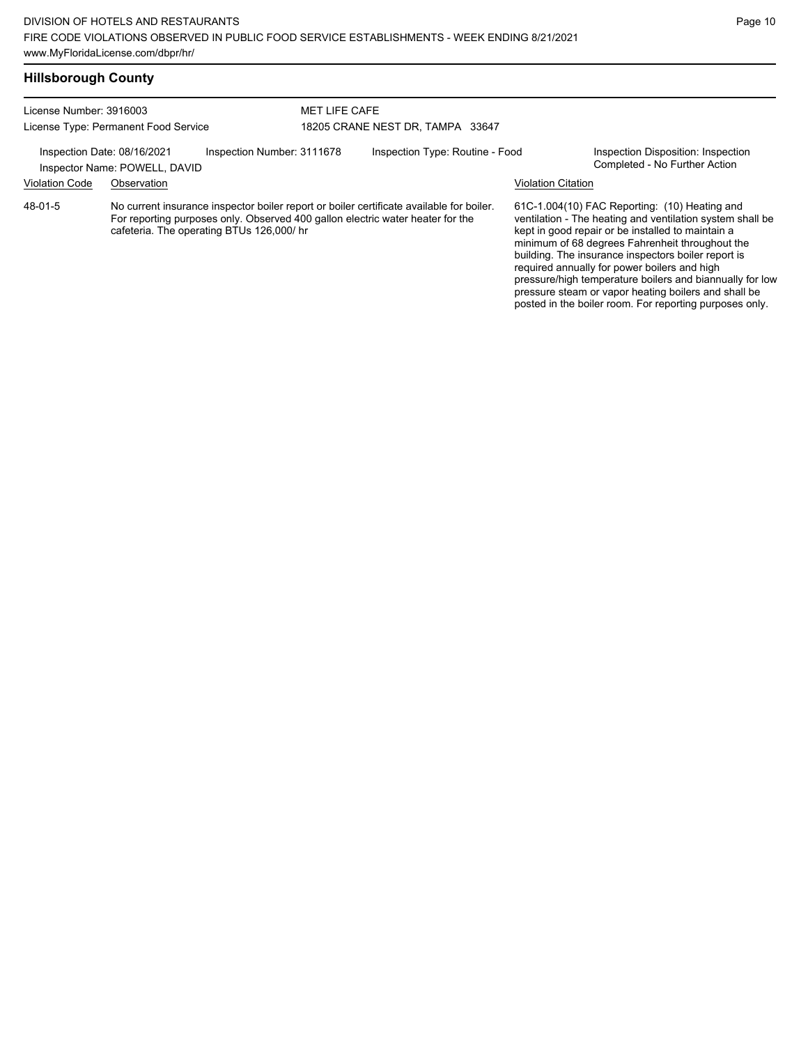## Hillsborough County

License Number: 3916003
License Type: Permanent Food Service

MET LIFE CAFE
18205 CRANE NEST DR, TAMPA 33647

Inspection Date: 08/16/2021
Inspector Name: POWELL, DAVID
Inspection Number: 3111678
Inspection Type: Routine - Food
Inspection Disposition: Inspection Completed - No Further Action

| Violation Code | Observation | Violation Citation |
|---|---|---|
| 48-01-5 | No current insurance inspector boiler report or boiler certificate available for boiler. For reporting purposes only. Observed 400 gallon electric water heater for the cafeteria. The operating BTUs 126,000/ hr | 61C-1.004(10) FAC Reporting: (10) Heating and ventilation - The heating and ventilation system shall be kept in good repair or be installed to maintain a minimum of 68 degrees Fahrenheit throughout the building. The insurance inspectors boiler report is required annually for power boilers and high pressure/high temperature boilers and biannually for low pressure steam or vapor heating boilers and shall be posted in the boiler room. For reporting purposes only. |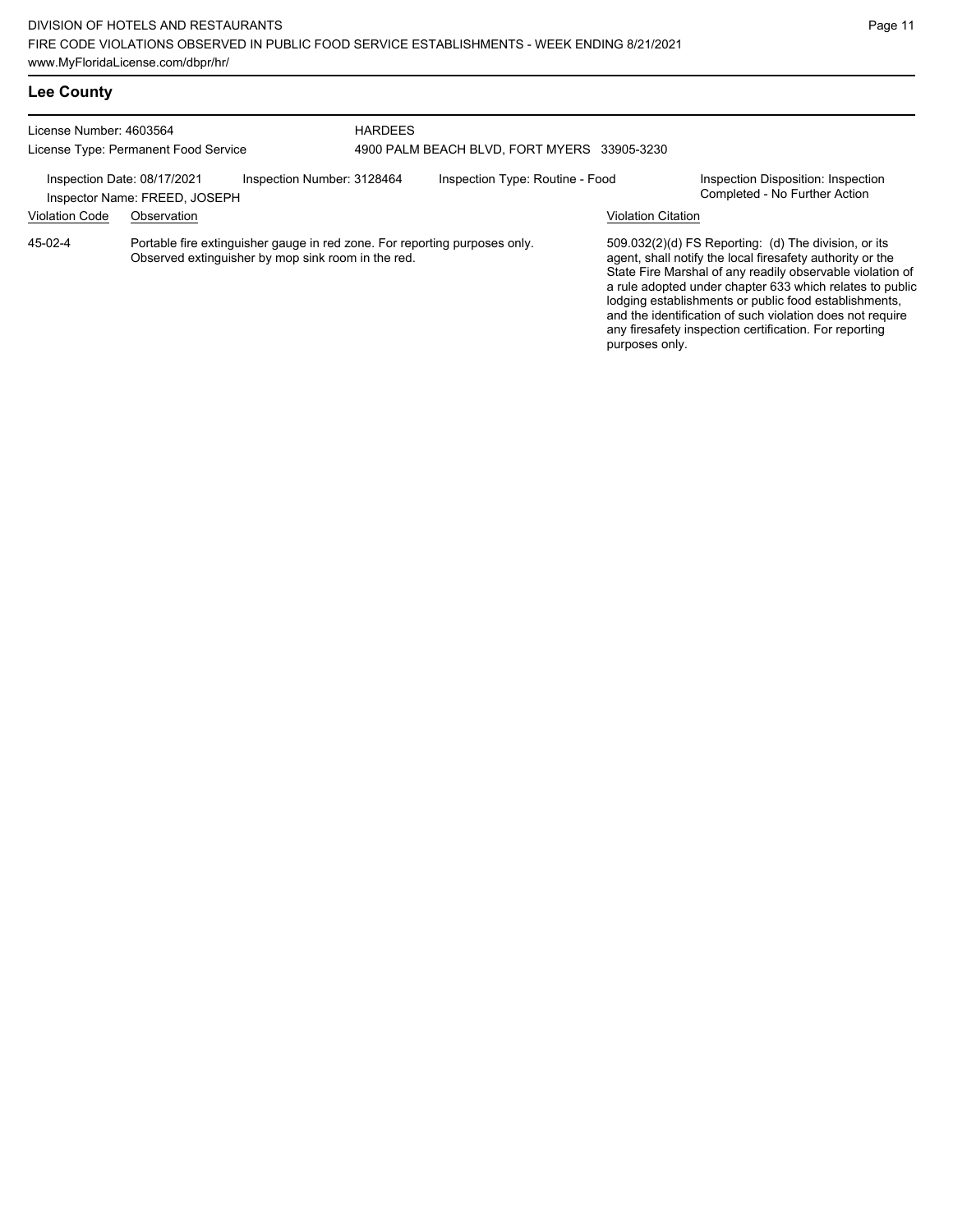## Lee County

License Number: 4603564
License Type: Permanent Food Service

HARDEES
4900 PALM BEACH BLVD, FORT MYERS 33905-3230

Inspection Date: 08/17/2021
Inspector Name: FREED, JOSEPH
Inspection Number: 3128464
Inspection Type: Routine - Food
Inspection Disposition: Inspection Completed - No Further Action

| Violation Code | Observation | Violation Citation |
|---|---|---|
| 45-02-4 | Portable fire extinguisher gauge in red zone. For reporting purposes only. Observed extinguisher by mop sink room in the red. | 509.032(2)(d) FS Reporting: (d) The division, or its agent, shall notify the local firesafety authority or the State Fire Marshal of any readily observable violation of a rule adopted under chapter 633 which relates to public lodging establishments or public food establishments, and the identification of such violation does not require any firesafety inspection certification. For reporting purposes only. |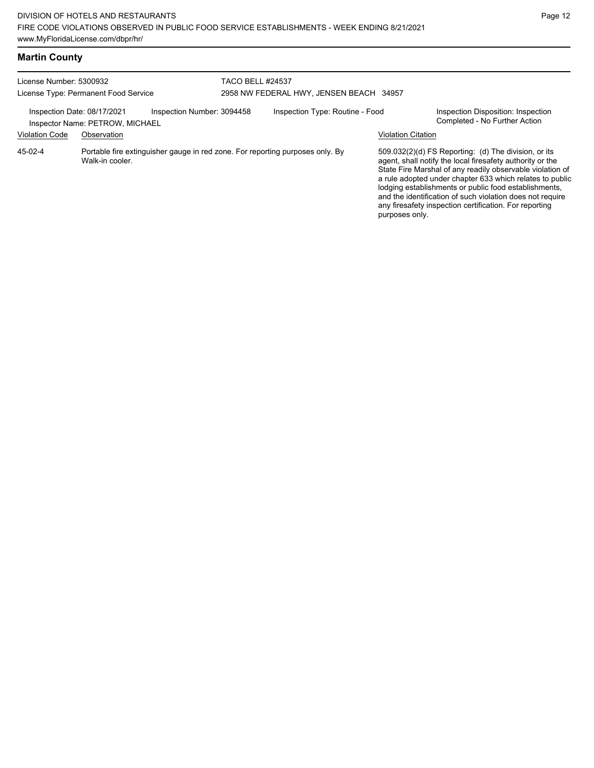## Martin County

License Number: 5300932
License Type: Permanent Food Service

TACO BELL #24537
2958 NW FEDERAL HWY, JENSEN BEACH 34957

Inspection Date: 08/17/2021
Inspector Name: PETROW, MICHAEL
Inspection Number: 3094458
Inspection Type: Routine - Food
Inspection Disposition: Inspection Completed - No Further Action

| Violation Code | Observation | Violation Citation |
| --- | --- | --- |
| 45-02-4 | Portable fire extinguisher gauge in red zone. For reporting purposes only. By Walk-in cooler. | 509.032(2)(d) FS Reporting: (d) The division, or its agent, shall notify the local firesafety authority or the State Fire Marshal of any readily observable violation of a rule adopted under chapter 633 which relates to public lodging establishments or public food establishments, and the identification of such violation does not require any firesafety inspection certification. For reporting purposes only. |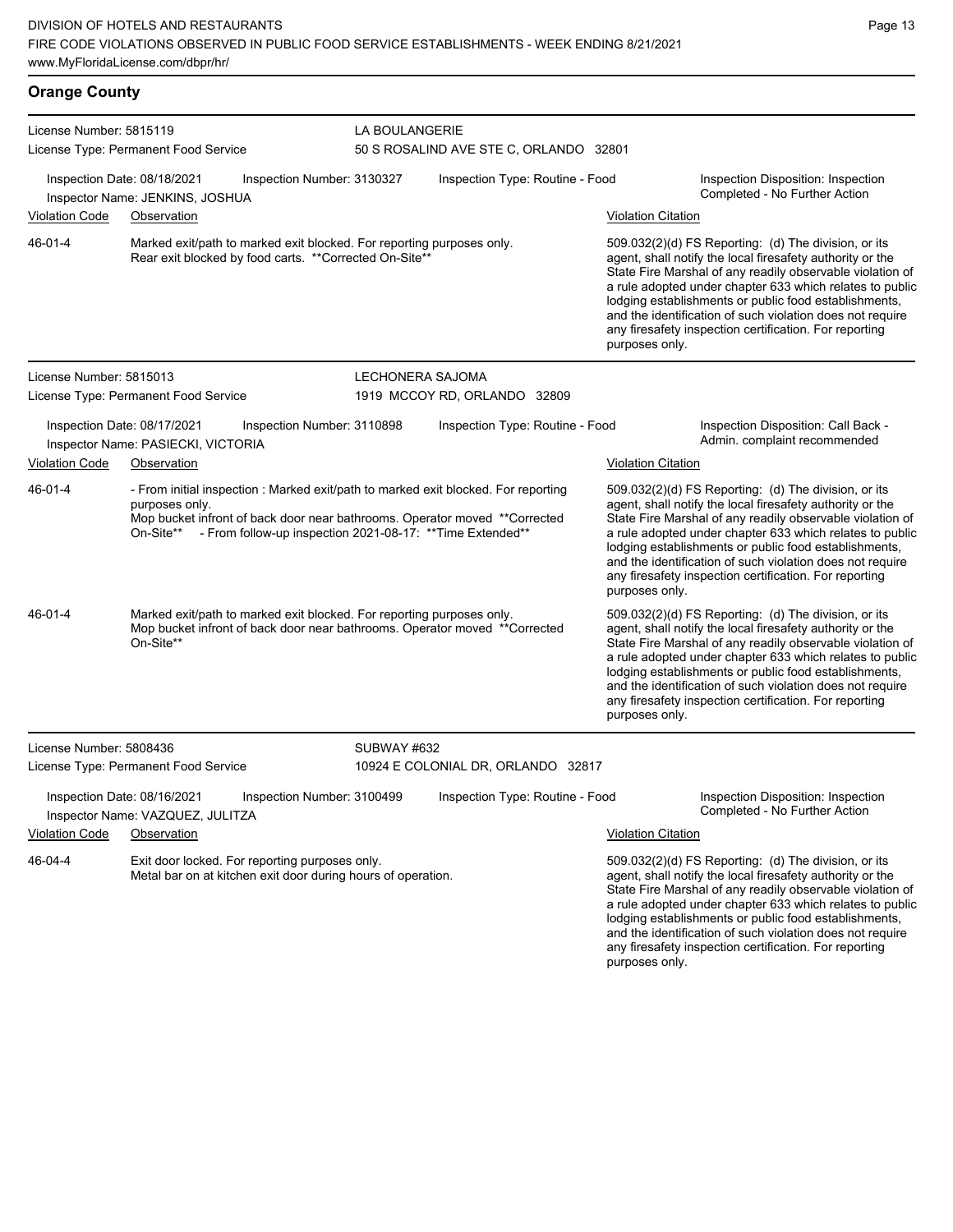DIVISION OF HOTELS AND RESTAURANTS
FIRE CODE VIOLATIONS OBSERVED IN PUBLIC FOOD SERVICE ESTABLISHMENTS - WEEK ENDING 8/21/2021
www.MyFloridaLicense.com/dbpr/hr/

## Orange County

**License Number:** 5815119
**License Type:** Permanent Food Service
**LA BOULANGERIE**
50 S ROSALIND AVE STE C, ORLANDO 32801

Inspection Date: 08/18/2021 | Inspection Number: 3130327 | Inspection Type: Routine - Food | Inspection Disposition: Inspection Completed - No Further Action
Inspector Name: JENKINS, JOSHUA

| Violation Code | Observation | Violation Citation |
|---|---|---|
| 46-01-4 | Marked exit/path to marked exit blocked. For reporting purposes only. Rear exit blocked by food carts. **Corrected On-Site** | 509.032(2)(d) FS Reporting: (d) The division, or its agent, shall notify the local firesafety authority or the State Fire Marshal of any readily observable violation of a rule adopted under chapter 633 which relates to public lodging establishments or public food establishments, and the identification of such violation does not require any firesafety inspection certification. For reporting purposes only. |

**License Number:** 5815013
**License Type:** Permanent Food Service
**LECHONERA SAJOMA**
1919 MCCOY RD, ORLANDO 32809

Inspection Date: 08/17/2021 | Inspection Number: 3110898 | Inspection Type: Routine - Food | Inspection Disposition: Call Back - Admin. complaint recommended
Inspector Name: PASIECKI, VICTORIA

| Violation Code | Observation | Violation Citation |
|---|---|---|
| 46-01-4 | - From initial inspection : Marked exit/path to marked exit blocked. For reporting purposes only. Mop bucket infront of back door near bathrooms. Operator moved **Corrected On-Site** - From follow-up inspection 2021-08-17: **Time Extended** | 509.032(2)(d) FS Reporting: (d) The division, or its agent, shall notify the local firesafety authority or the State Fire Marshal of any readily observable violation of a rule adopted under chapter 633 which relates to public lodging establishments or public food establishments, and the identification of such violation does not require any firesafety inspection certification. For reporting purposes only. |
| 46-01-4 | Marked exit/path to marked exit blocked. For reporting purposes only. Mop bucket infront of back door near bathrooms. Operator moved **Corrected On-Site** | 509.032(2)(d) FS Reporting: (d) The division, or its agent, shall notify the local firesafety authority or the State Fire Marshal of any readily observable violation of a rule adopted under chapter 633 which relates to public lodging establishments or public food establishments, and the identification of such violation does not require any firesafety inspection certification. For reporting purposes only. |

**License Number:** 5808436
**License Type:** Permanent Food Service
**SUBWAY #632**
10924 E COLONIAL DR, ORLANDO 32817

Inspection Date: 08/16/2021 | Inspection Number: 3100499 | Inspection Type: Routine - Food | Inspection Disposition: Inspection Completed - No Further Action
Inspector Name: VAZQUEZ, JULITZA

| Violation Code | Observation | Violation Citation |
|---|---|---|
| 46-04-4 | Exit door locked. For reporting purposes only. Metal bar on at kitchen exit door during hours of operation. | 509.032(2)(d) FS Reporting: (d) The division, or its agent, shall notify the local firesafety authority or the State Fire Marshal of any readily observable violation of a rule adopted under chapter 633 which relates to public lodging establishments or public food establishments, and the identification of such violation does not require any firesafety inspection certification. For reporting purposes only. |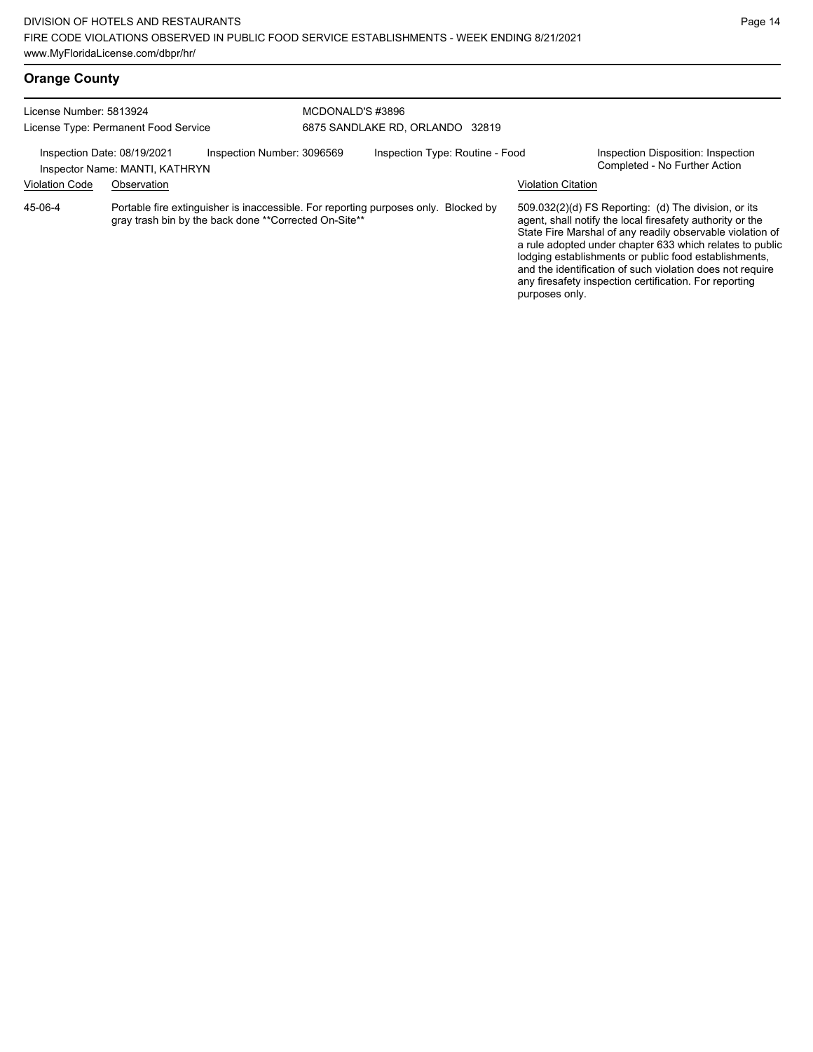## Orange County

License Number: 5813924
License Type: Permanent Food Service

MCDONALD'S #3896
6875 SANDLAKE RD, ORLANDO 32819

Inspection Date: 08/19/2021
Inspector Name: MANTI, KATHRYN
Inspection Number: 3096569
Inspection Type: Routine - Food
Inspection Disposition: Inspection Completed - No Further Action

| Violation Code | Observation | Violation Citation |
|---|---|---|
| 45-06-4 | Portable fire extinguisher is inaccessible. For reporting purposes only. Blocked by gray trash bin by the back done **Corrected On-Site** | 509.032(2)(d) FS Reporting: (d) The division, or its agent, shall notify the local firesafety authority or the State Fire Marshal of any readily observable violation of a rule adopted under chapter 633 which relates to public lodging establishments or public food establishments, and the identification of such violation does not require any firesafety inspection certification. For reporting purposes only. |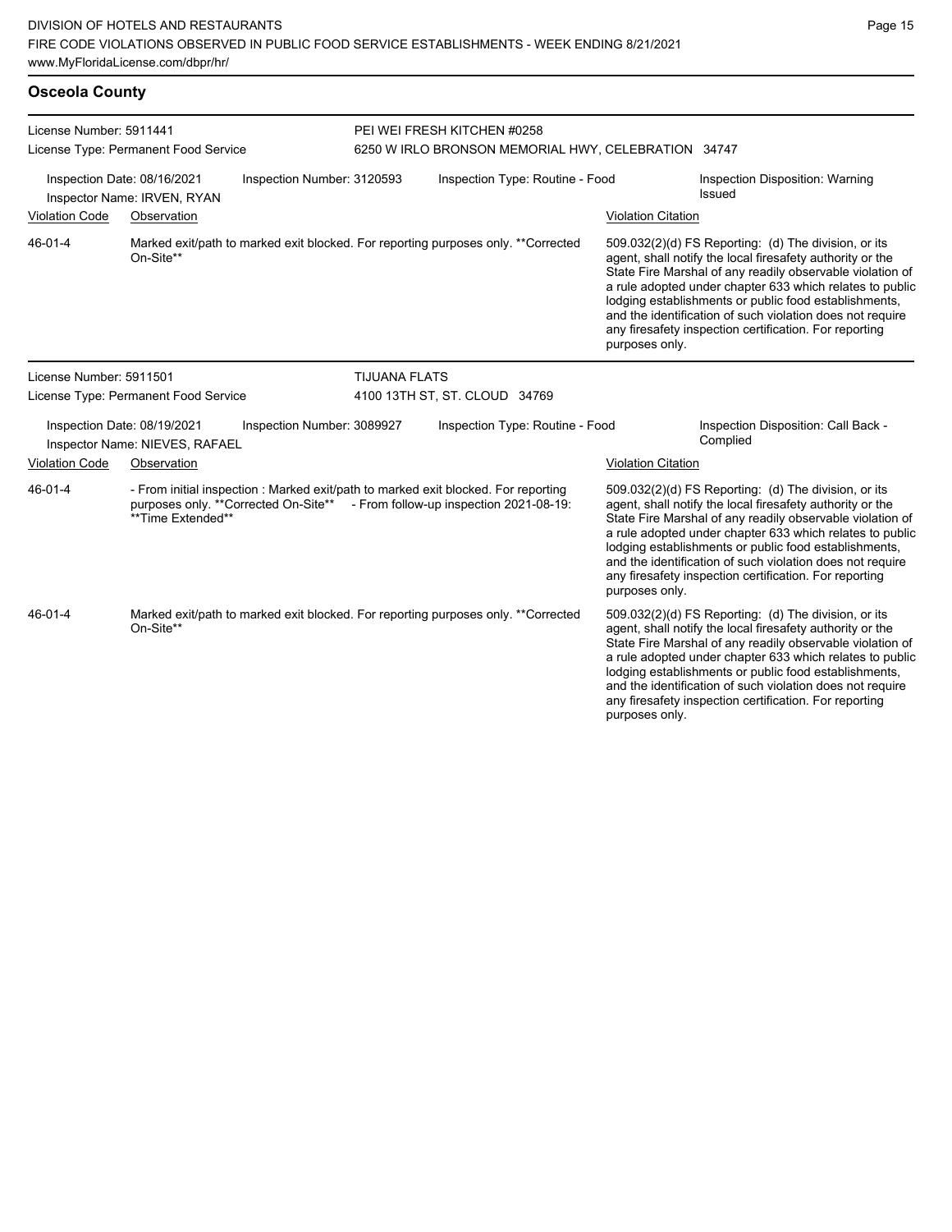## Osceola County

**License Number:** 5911441
**License Type:** Permanent Food Service

**PEI WEI FRESH KITCHEN #0258**
6250 W IRLO BRONSON MEMORIAL HWY, CELEBRATION 34747

**Inspection Date:** 08/16/2021
**Inspector Name:** IRVEN, RYAN
**Inspection Number:** 3120593
**Inspection Type:** Routine - Food
**Inspection Disposition:** Warning Issued

| Violation Code | Observation | Violation Citation |
|---|---|---|
| 46-01-4 | Marked exit/path to marked exit blocked. For reporting purposes only. **Corrected On-Site** | 509.032(2)(d) FS Reporting: (d) The division, or its agent, shall notify the local firesafety authority or the State Fire Marshal of any readily observable violation of a rule adopted under chapter 633 which relates to public lodging establishments or public food establishments, and the identification of such violation does not require any firesafety inspection certification. For reporting purposes only. |

---

**License Number:** 5911501
**License Type:** Permanent Food Service

**TIJUANA FLATS**
4100 13TH ST, ST. CLOUD 34769

**Inspection Date:** 08/19/2021
**Inspector Name:** NIEVES, RAFAEL
**Inspection Number:** 3089927
**Inspection Type:** Routine - Food
**Inspection Disposition:** Call Back - Complied

| Violation Code | Observation | Violation Citation |
|---|---|---|
| 46-01-4 | - From initial inspection : Marked exit/path to marked exit blocked. For reporting purposes only. **Corrected On-Site** - From follow-up inspection 2021-08-19: **Time Extended** | 509.032(2)(d) FS Reporting: (d) The division, or its agent, shall notify the local firesafety authority or the State Fire Marshal of any readily observable violation of a rule adopted under chapter 633 which relates to public lodging establishments or public food establishments, and the identification of such violation does not require any firesafety inspection certification. For reporting purposes only. |
| 46-01-4 | Marked exit/path to marked exit blocked. For reporting purposes only. **Corrected On-Site** | 509.032(2)(d) FS Reporting: (d) The division, or its agent, shall notify the local firesafety authority or the State Fire Marshal of any readily observable violation of a rule adopted under chapter 633 which relates to public lodging establishments or public food establishments, and the identification of such violation does not require any firesafety inspection certification. For reporting purposes only. |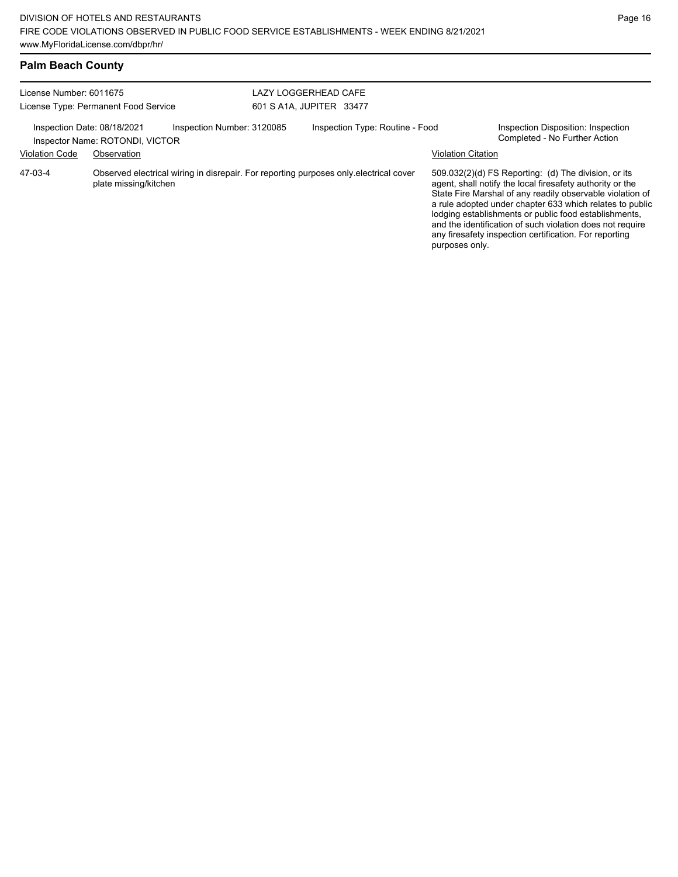## Palm Beach County

License Number: 6011675
License Type: Permanent Food Service

LAZY LOGGERHEAD CAFE
601 S A1A, JUPITER 33477

Inspection Date: 08/18/2021
Inspector Name: ROTONDI, VICTOR
Inspection Number: 3120085
Inspection Type: Routine - Food
Inspection Disposition: Inspection Completed - No Further Action

| Violation Code | Observation | Violation Citation |
|---|---|---|
| 47-03-4 | Observed electrical wiring in disrepair. For reporting purposes only.electrical cover plate missing/kitchen | 509.032(2)(d) FS Reporting: (d) The division, or its agent, shall notify the local firesafety authority or the State Fire Marshal of any readily observable violation of a rule adopted under chapter 633 which relates to public lodging establishments or public food establishments, and the identification of such violation does not require any firesafety inspection certification. For reporting purposes only. |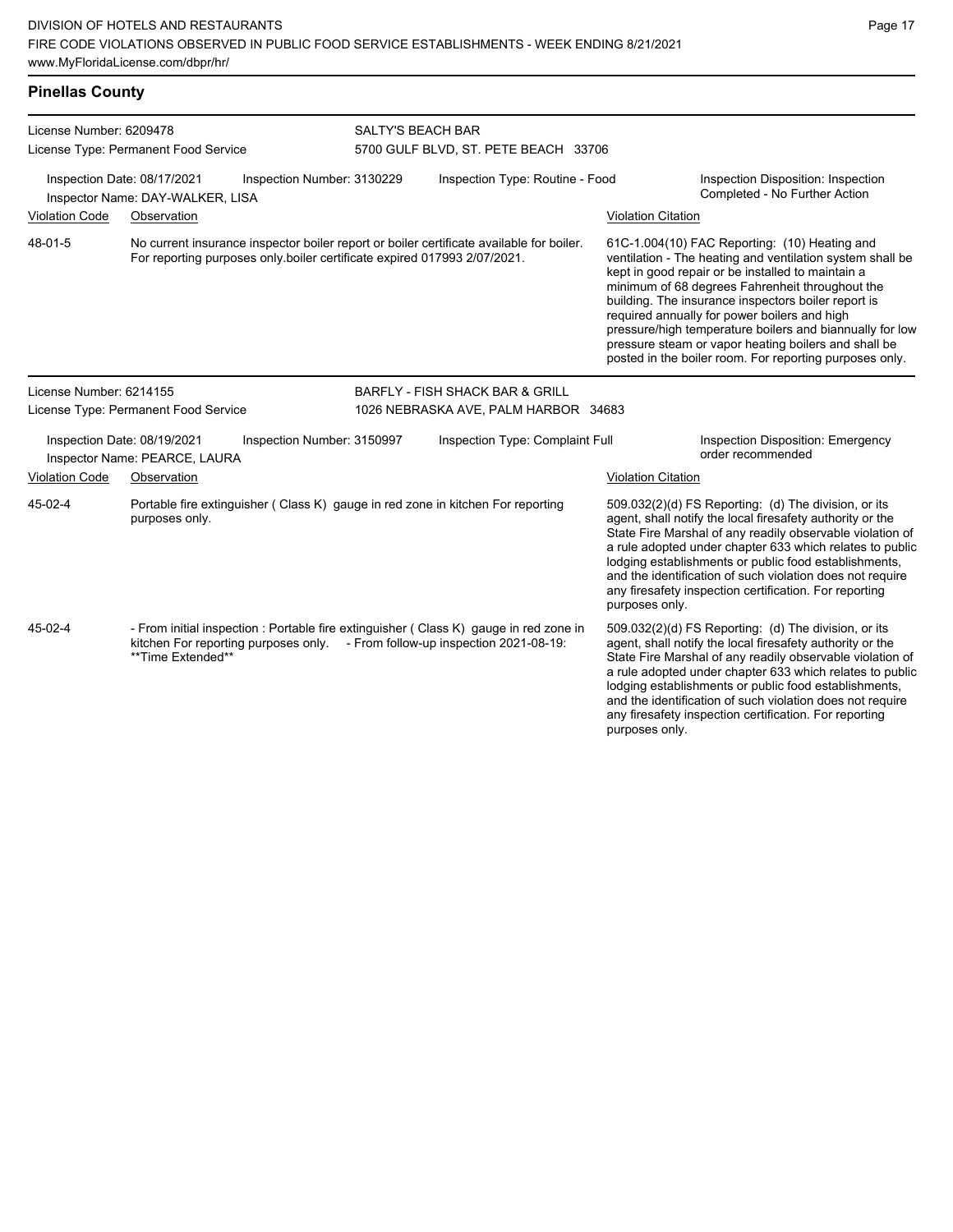DIVISION OF HOTELS AND RESTAURANTS
FIRE CODE VIOLATIONS OBSERVED IN PUBLIC FOOD SERVICE ESTABLISHMENTS - WEEK ENDING 8/21/2021
www.MyFloridaLicense.com/dbpr/hr/

## Pinellas County

License Number: 6209478
License Type: Permanent Food Service

SALTY'S BEACH BAR
5700 GULF BLVD, ST. PETE BEACH 33706

Inspection Date: 08/17/2021
Inspection Number: 3130229
Inspection Type: Routine - Food
Inspection Disposition: Inspection Completed - No Further Action
Inspector Name: DAY-WALKER, LISA

| Violation Code | Observation | Violation Citation |
| --- | --- | --- |
| 48-01-5 | No current insurance inspector boiler report or boiler certificate available for boiler. For reporting purposes only.boiler certificate expired 017993 2/07/2021. | 61C-1.004(10) FAC Reporting: (10) Heating and ventilation - The heating and ventilation system shall be kept in good repair or be installed to maintain a minimum of 68 degrees Fahrenheit throughout the building. The insurance inspectors boiler report is required annually for power boilers and high pressure/high temperature boilers and biannually for low pressure steam or vapor heating boilers and shall be posted in the boiler room. For reporting purposes only. |

License Number: 6214155
License Type: Permanent Food Service

BARFLY - FISH SHACK BAR & GRILL
1026 NEBRASKA AVE, PALM HARBOR 34683

Inspection Date: 08/19/2021
Inspection Number: 3150997
Inspection Type: Complaint Full
Inspection Disposition: Emergency order recommended
Inspector Name: PEARCE, LAURA

| Violation Code | Observation | Violation Citation |
| --- | --- | --- |
| 45-02-4 | Portable fire extinguisher ( Class K) gauge in red zone in kitchen For reporting purposes only. | 509.032(2)(d) FS Reporting: (d) The division, or its agent, shall notify the local firesafety authority or the State Fire Marshal of any readily observable violation of a rule adopted under chapter 633 which relates to public lodging establishments or public food establishments, and the identification of such violation does not require any firesafety inspection certification. For reporting purposes only. |
| 45-02-4 | - From initial inspection : Portable fire extinguisher ( Class K) gauge in red zone in kitchen For reporting purposes only. - From follow-up inspection 2021-08-19: **Time Extended** | 509.032(2)(d) FS Reporting: (d) The division, or its agent, shall notify the local firesafety authority or the State Fire Marshal of any readily observable violation of a rule adopted under chapter 633 which relates to public lodging establishments or public food establishments, and the identification of such violation does not require any firesafety inspection certification. For reporting purposes only. |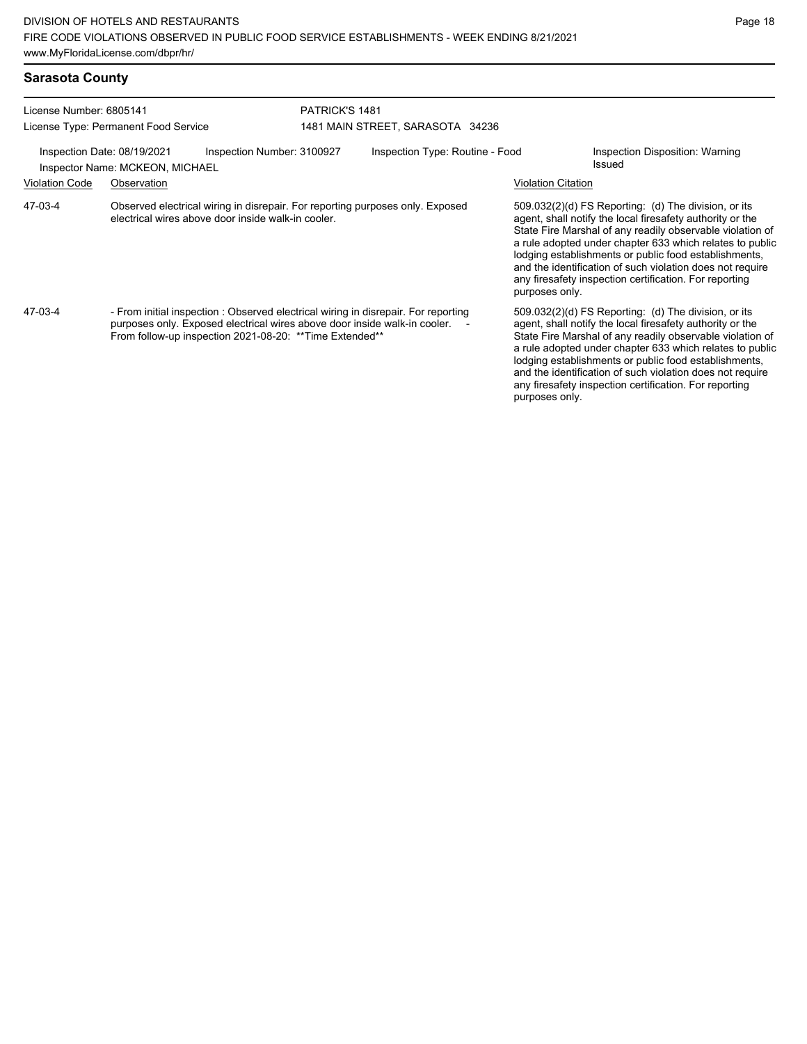## Sarasota County

License Number: 6805141
License Type: Permanent Food Service

PATRICK'S 1481
1481 MAIN STREET, SARASOTA 34236

Inspection Date: 08/19/2021
Inspector Name: MCKEON, MICHAEL
Inspection Number: 3100927
Inspection Type: Routine - Food
Inspection Disposition: Warning Issued

| Violation Code | Observation | Violation Citation |
|---|---|---|
| 47-03-4 | Observed electrical wiring in disrepair. For reporting purposes only. Exposed electrical wires above door inside walk-in cooler. | 509.032(2)(d) FS Reporting: (d) The division, or its agent, shall notify the local firesafety authority or the State Fire Marshal of any readily observable violation of a rule adopted under chapter 633 which relates to public lodging establishments or public food establishments, and the identification of such violation does not require any firesafety inspection certification. For reporting purposes only. |
| 47-03-4 | - From initial inspection : Observed electrical wiring in disrepair. For reporting purposes only. Exposed electrical wires above door inside walk-in cooler. - From follow-up inspection 2021-08-20: **Time Extended** | 509.032(2)(d) FS Reporting: (d) The division, or its agent, shall notify the local firesafety authority or the State Fire Marshal of any readily observable violation of a rule adopted under chapter 633 which relates to public lodging establishments or public food establishments, and the identification of such violation does not require any firesafety inspection certification. For reporting purposes only. |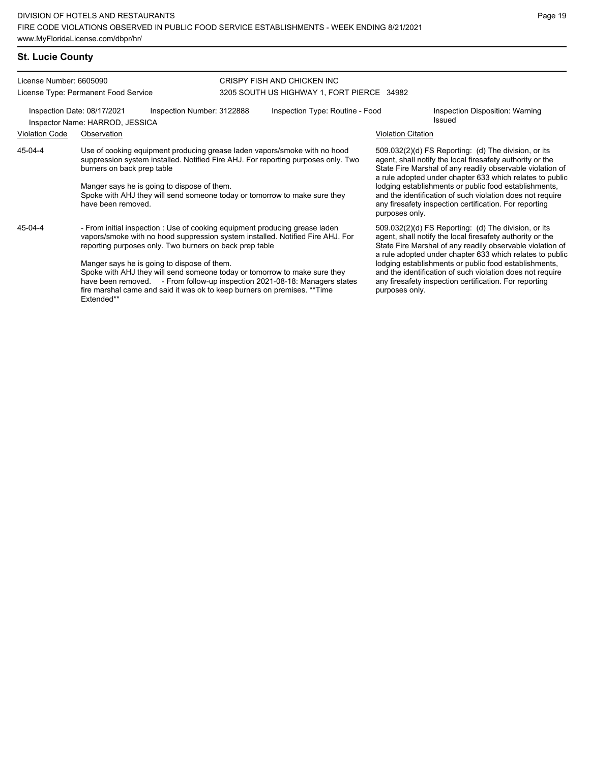## St. Lucie County

License Number: 6605090
License Type: Permanent Food Service

CRISPY FISH AND CHICKEN INC
3205 SOUTH US HIGHWAY 1, FORT PIERCE 34982

Inspection Date: 08/17/2021
Inspection Number: 3122888
Inspection Type: Routine - Food
Inspection Disposition: Warning Issued
Inspector Name: HARROD, JESSICA

| Violation Code | Observation | Violation Citation |
|---|---|---|
| 45-04-4 | Use of cooking equipment producing grease laden vapors/smoke with no hood suppression system installed. Notified Fire AHJ. For reporting purposes only. Two burners on back prep table<br><br>Manger says he is going to dispose of them.<br>Spoke with AHJ they will send someone today or tomorrow to make sure they have been removed. | 509.032(2)(d) FS Reporting: (d) The division, or its agent, shall notify the local firesafety authority or the State Fire Marshal of any readily observable violation of a rule adopted under chapter 633 which relates to public lodging establishments or public food establishments, and the identification of such violation does not require any firesafety inspection certification. For reporting purposes only. |
| 45-04-4 | - From initial inspection : Use of cooking equipment producing grease laden vapors/smoke with no hood suppression system installed. Notified Fire AHJ. For reporting purposes only. Two burners on back prep table<br><br>Manger says he is going to dispose of them.<br>Spoke with AHJ they will send someone today or tomorrow to make sure they have been removed. - From follow-up inspection 2021-08-18: Managers states fire marshal came and said it was ok to keep burners on premises. **Time Extended** | 509.032(2)(d) FS Reporting: (d) The division, or its agent, shall notify the local firesafety authority or the State Fire Marshal of any readily observable violation of a rule adopted under chapter 633 which relates to public lodging establishments or public food establishments, and the identification of such violation does not require any firesafety inspection certification. For reporting purposes only. |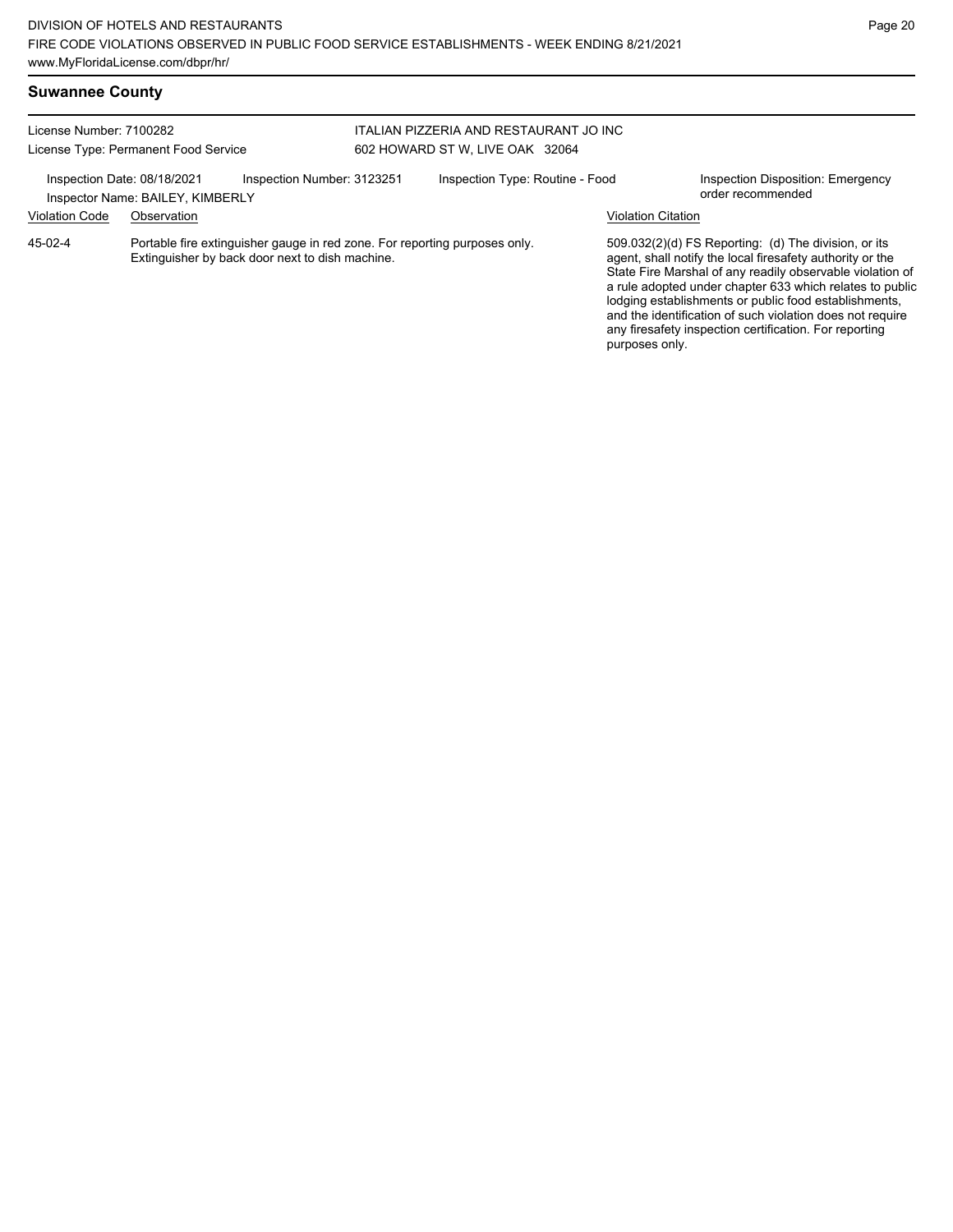## Suwannee County

License Number: 7100282
License Type: Permanent Food Service

ITALIAN PIZZERIA AND RESTAURANT JO INC
602 HOWARD ST W, LIVE OAK 32064

Inspection Date: 08/18/2021
Inspector Name: BAILEY, KIMBERLY
Inspection Number: 3123251
Inspection Type: Routine - Food
Inspection Disposition: Emergency order recommended

| Violation Code | Observation | Violation Citation |
|---|---|---|
| 45-02-4 | Portable fire extinguisher gauge in red zone. For reporting purposes only. Extinguisher by back door next to dish machine. | 509.032(2)(d) FS Reporting: (d) The division, or its agent, shall notify the local firesafety authority or the State Fire Marshal of any readily observable violation of a rule adopted under chapter 633 which relates to public lodging establishments or public food establishments, and the identification of such violation does not require any firesafety inspection certification. For reporting purposes only. |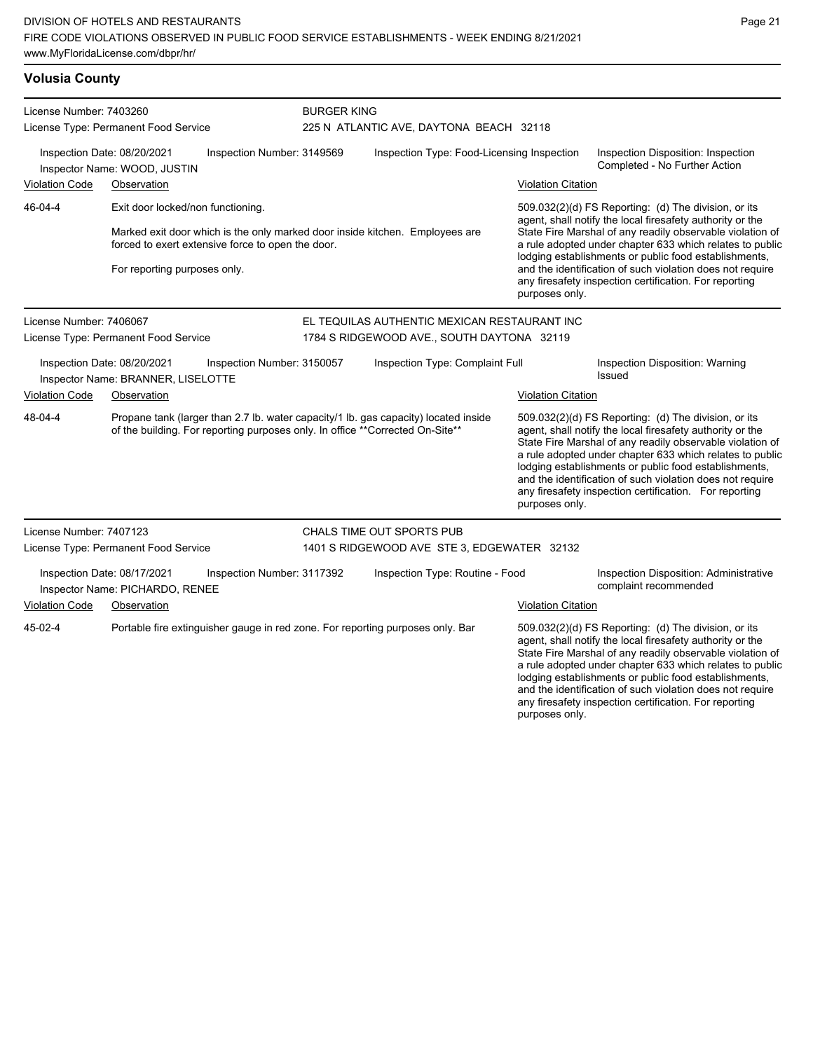## Volusia County

**License Number:** 7403260
**License Type:** Permanent Food Service

**BURGER KING**
225 N ATLANTIC AVE, DAYTONA BEACH 32118

**Inspection Date:** 08/20/2021
**Inspector Name:** WOOD, JUSTIN
**Inspection Number:** 3149569
**Inspection Type:** Food-Licensing Inspection
**Inspection Disposition:** Inspection Completed - No Further Action

| Violation Code | Observation | Violation Citation |
|---|---|---|
| 46-04-4 | Exit door locked/non functioning. Marked exit door which is the only marked door inside kitchen. Employees are forced to exert extensive force to open the door. For reporting purposes only. | 509.032(2)(d) FS Reporting: (d) The division, or its agent, shall notify the local firesafety authority or the State Fire Marshal of any readily observable violation of a rule adopted under chapter 633 which relates to public lodging establishments or public food establishments, and the identification of such violation does not require any firesafety inspection certification. For reporting purposes only. |

---

**License Number:** 7406067
**License Type:** Permanent Food Service

**EL TEQUILAS AUTHENTIC MEXICAN RESTAURANT INC**
1784 S RIDGEWOOD AVE., SOUTH DAYTONA 32119

**Inspection Date:** 08/20/2021
**Inspector Name:** BRANNER, LISELOTTE
**Inspection Number:** 3150057
**Inspection Type:** Complaint Full
**Inspection Disposition:** Warning Issued

| Violation Code | Observation | Violation Citation |
|---|---|---|
| 48-04-4 | Propane tank (larger than 2.7 lb. water capacity/1 lb. gas capacity) located inside of the building. For reporting purposes only. In office **Corrected On-Site** | 509.032(2)(d) FS Reporting: (d) The division, or its agent, shall notify the local firesafety authority or the State Fire Marshal of any readily observable violation of a rule adopted under chapter 633 which relates to public lodging establishments or public food establishments, and the identification of such violation does not require any firesafety inspection certification. For reporting purposes only. |

---

**License Number:** 7407123
**License Type:** Permanent Food Service

**CHALS TIME OUT SPORTS PUB**
1401 S RIDGEWOOD AVE STE 3, EDGEWATER 32132

**Inspection Date:** 08/17/2021
**Inspector Name:** PICHARDO, RENEE
**Inspection Number:** 3117392
**Inspection Type:** Routine - Food
**Inspection Disposition:** Administrative complaint recommended

| Violation Code | Observation | Violation Citation |
|---|---|---|
| 45-02-4 | Portable fire extinguisher gauge in red zone. For reporting purposes only. Bar | 509.032(2)(d) FS Reporting: (d) The division, or its agent, shall notify the local firesafety authority or the State Fire Marshal of any readily observable violation of a rule adopted under chapter 633 which relates to public lodging establishments or public food establishments, and the identification of such violation does not require any firesafety inspection certification. For reporting purposes only. |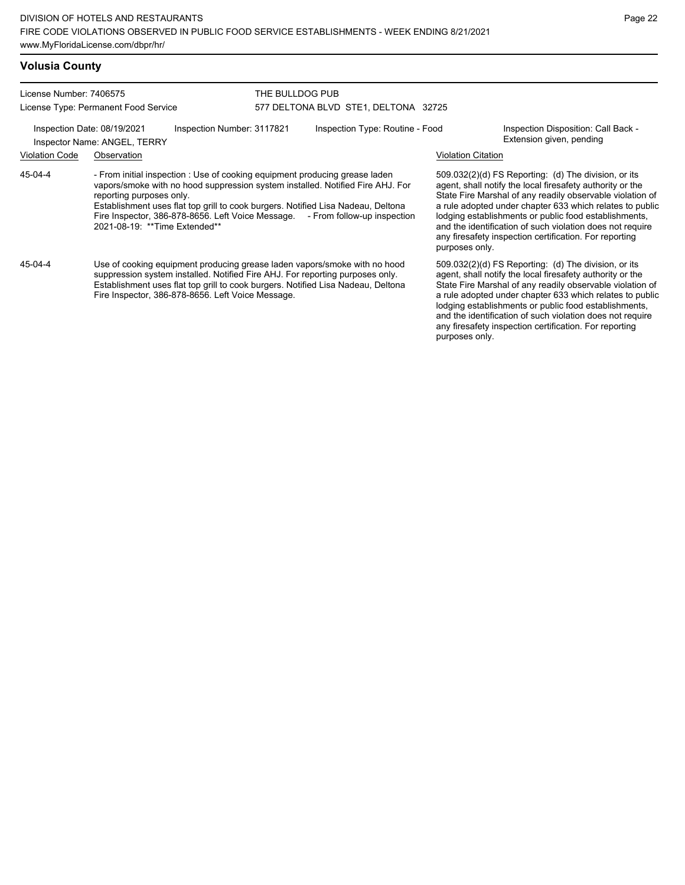## Volusia County

License Number: 7406575
License Type: Permanent Food Service

THE BULLDOG PUB
577 DELTONA BLVD STE1, DELTONA 32725

Inspection Date: 08/19/2021
Inspector Name: ANGEL, TERRY
Inspection Number: 3117821
Inspection Type: Routine - Food
Inspection Disposition: Call Back - Extension given, pending

| Violation Code | Observation | Violation Citation |
| --- | --- | --- |
| 45-04-4 | - From initial inspection : Use of cooking equipment producing grease laden vapors/smoke with no hood suppression system installed. Notified Fire AHJ. For reporting purposes only. Establishment uses flat top grill to cook burgers. Notified Lisa Nadeau, Deltona Fire Inspector, 386-878-8656. Left Voice Message. - From follow-up inspection 2021-08-19: **Time Extended** | 509.032(2)(d) FS Reporting: (d) The division, or its agent, shall notify the local firesafety authority or the State Fire Marshal of any readily observable violation of a rule adopted under chapter 633 which relates to public lodging establishments or public food establishments, and the identification of such violation does not require any firesafety inspection certification. For reporting purposes only. |
| 45-04-4 | Use of cooking equipment producing grease laden vapors/smoke with no hood suppression system installed. Notified Fire AHJ. For reporting purposes only. Establishment uses flat top grill to cook burgers. Notified Lisa Nadeau, Deltona Fire Inspector, 386-878-8656. Left Voice Message. | 509.032(2)(d) FS Reporting: (d) The division, or its agent, shall notify the local firesafety authority or the State Fire Marshal of any readily observable violation of a rule adopted under chapter 633 which relates to public lodging establishments or public food establishments, and the identification of such violation does not require any firesafety inspection certification. For reporting purposes only. |